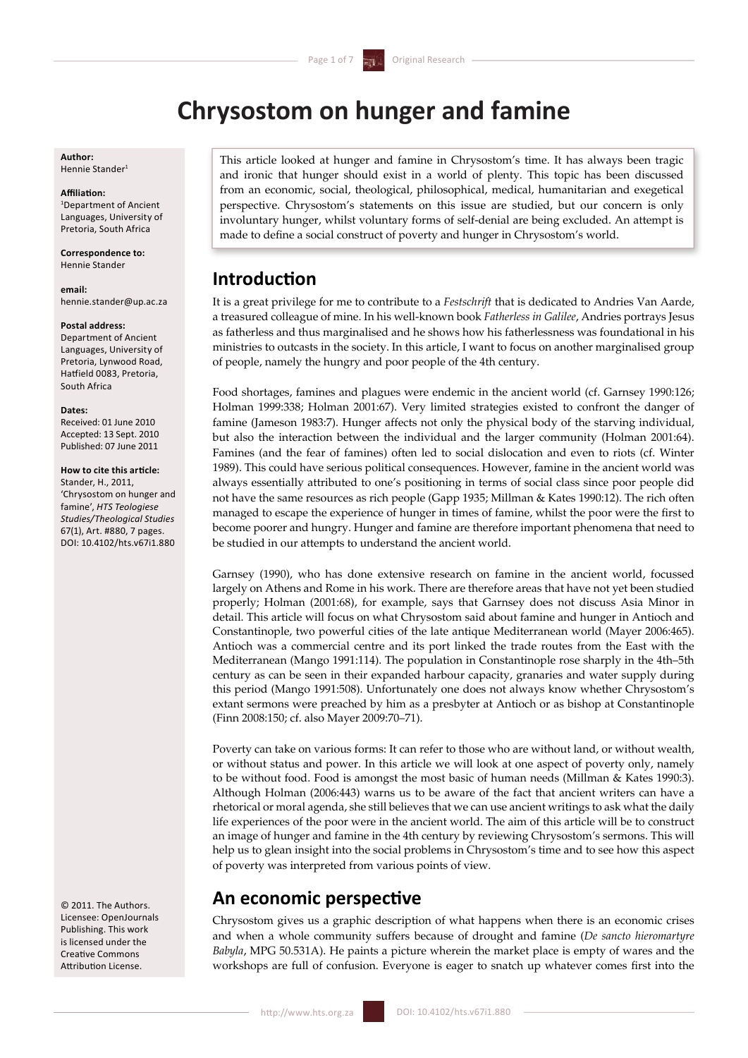# Chrysostom on hunger and famine

**Author:**
Hennie Stander[1]

**Affiliation:**
[1]Department of Ancient Languages, University of Pretoria, South Africa

**Correspondence to:**
Hennie Stander

**email:**
hennie.stander@up.ac.za

**Postal address:**
Department of Ancient Languages, University of Pretoria, Lynwood Road, Hatfield 0083, Pretoria, South Africa

**Dates:**
Received: 01 June 2010
Accepted: 13 Sept. 2010
Published: 07 June 2011

**How to cite this article:**
Stander, H., 2011, 'Chrysostom on hunger and famine', *HTS Teologiese Studies/Theological Studies* 67(1), Art. #880, 7 pages. DOI: 10.4102/hts.v67i1.880

© 2011. The Authors. Licensee: OpenJournals Publishing. This work is licensed under the Creative Commons Attribution License.

This article looked at hunger and famine in Chrysostom's time. It has always been tragic and ironic that hunger should exist in a world of plenty. This topic has been discussed from an economic, social, theological, philosophical, medical, humanitarian and exegetical perspective. Chrysostom's statements on this issue are studied, but our concern is only involuntary hunger, whilst voluntary forms of self-denial are being excluded. An attempt is made to define a social construct of poverty and hunger in Chrysostom's world.

## Introduction

It is a great privilege for me to contribute to a *Festschrift* that is dedicated to Andries Van Aarde, a treasured colleague of mine. In his well-known book *Fatherless in Galilee*, Andries portrays Jesus as fatherless and thus marginalised and he shows how his fatherlessness was foundational in his ministries to outcasts in the society. In this article, I want to focus on another marginalised group of people, namely the hungry and poor people of the 4th century.

Food shortages, famines and plagues were endemic in the ancient world (cf. Garnsey 1990:126; Holman 1999:338; Holman 2001:67). Very limited strategies existed to confront the danger of famine (Jameson 1983:7). Hunger affects not only the physical body of the starving individual, but also the interaction between the individual and the larger community (Holman 2001:64). Famines (and the fear of famines) often led to social dislocation and even to riots (cf. Winter 1989). This could have serious political consequences. However, famine in the ancient world was always essentially attributed to one's positioning in terms of social class since poor people did not have the same resources as rich people (Gapp 1935; Millman & Kates 1990:12). The rich often managed to escape the experience of hunger in times of famine, whilst the poor were the first to become poorer and hungry. Hunger and famine are therefore important phenomena that need to be studied in our attempts to understand the ancient world.

Garnsey (1990), who has done extensive research on famine in the ancient world, focussed largely on Athens and Rome in his work. There are therefore areas that have not yet been studied properly; Holman (2001:68), for example, says that Garnsey does not discuss Asia Minor in detail. This article will focus on what Chrysostom said about famine and hunger in Antioch and Constantinople, two powerful cities of the late antique Mediterranean world (Mayer 2006:465). Antioch was a commercial centre and its port linked the trade routes from the East with the Mediterranean (Mango 1991:114). The population in Constantinople rose sharply in the 4th–5th century as can be seen in their expanded harbour capacity, granaries and water supply during this period (Mango 1991:508). Unfortunately one does not always know whether Chrysostom's extant sermons were preached by him as a presbyter at Antioch or as bishop at Constantinople (Finn 2008:150; cf. also Mayer 2009:70–71).

Poverty can take on various forms: It can refer to those who are without land, or without wealth, or without status and power. In this article we will look at one aspect of poverty only, namely to be without food. Food is amongst the most basic of human needs (Millman & Kates 1990:3). Although Holman (2006:443) warns us to be aware of the fact that ancient writers can have a rhetorical or moral agenda, she still believes that we can use ancient writings to ask what the daily life experiences of the poor were in the ancient world. The aim of this article will be to construct an image of hunger and famine in the 4th century by reviewing Chrysostom's sermons. This will help us to glean insight into the social problems in Chrysostom's time and to see how this aspect of poverty was interpreted from various points of view.

## An economic perspective

Chrysostom gives us a graphic description of what happens when there is an economic crises and when a whole community suffers because of drought and famine (*De sancto hieromartyre Babyla*, MPG 50.531A). He paints a picture wherein the market place is empty of wares and the workshops are full of confusion. Everyone is eager to snatch up whatever comes first into the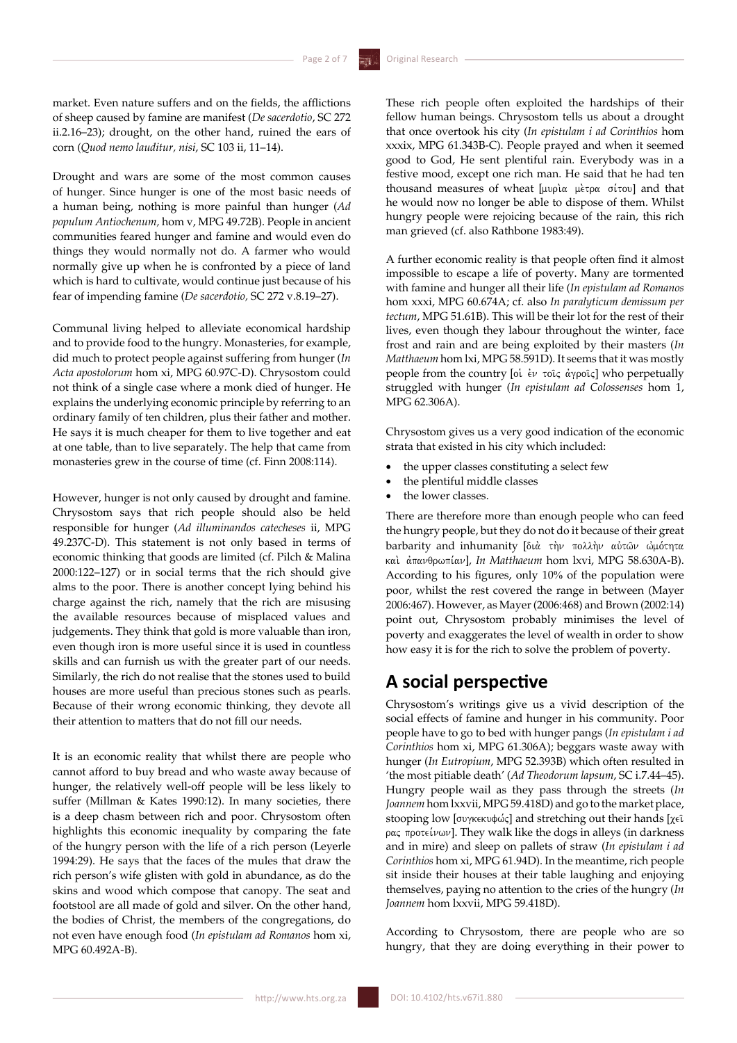market. Even nature suffers and on the fields, the afflictions of sheep caused by famine are manifest (*De sacerdotio*, SC 272 ii.2.16–23); drought, on the other hand, ruined the ears of corn (*Quod nemo lauditur, nisi*, SC 103 ii, 11–14).

Drought and wars are some of the most common causes of hunger. Since hunger is one of the most basic needs of a human being, nothing is more painful than hunger (*Ad populum Antiochenum,* hom v, MPG 49.72B). People in ancient communities feared hunger and famine and would even do things they would normally not do. A farmer who would normally give up when he is confronted by a piece of land which is hard to cultivate, would continue just because of his fear of impending famine (*De sacerdotio,* SC 272 v.8.19–27).

Communal living helped to alleviate economical hardship and to provide food to the hungry. Monasteries, for example, did much to protect people against suffering from hunger (*In Acta apostolorum* hom xi, MPG 60.97C-D). Chrysostom could not think of a single case where a monk died of hunger. He explains the underlying economic principle by referring to an ordinary family of ten children, plus their father and mother. He says it is much cheaper for them to live together and eat at one table, than to live separately. The help that came from monasteries grew in the course of time (cf. Finn 2008:114).

However, hunger is not only caused by drought and famine. Chrysostom says that rich people should also be held responsible for hunger (*Ad illuminandos catecheses* ii, MPG 49.237C-D). This statement is not only based in terms of economic thinking that goods are limited (cf. Pilch & Malina 2000:122–127) or in social terms that the rich should give alms to the poor. There is another concept lying behind his charge against the rich, namely that the rich are misusing the available resources because of misplaced values and judgements. They think that gold is more valuable than iron, even though iron is more useful since it is used in countless skills and can furnish us with the greater part of our needs. Similarly, the rich do not realise that the stones used to build houses are more useful than precious stones such as pearls. Because of their wrong economic thinking, they devote all their attention to matters that do not fill our needs.

It is an economic reality that whilst there are people who cannot afford to buy bread and who waste away because of hunger, the relatively well-off people will be less likely to suffer (Millman & Kates 1990:12). In many societies, there is a deep chasm between rich and poor. Chrysostom often highlights this economic inequality by comparing the fate of the hungry person with the life of a rich person (Leyerle 1994:29). He says that the faces of the mules that draw the rich person's wife glisten with gold in abundance, as do the skins and wood which compose that canopy. The seat and footstool are all made of gold and silver. On the other hand, the bodies of Christ, the members of the congregations, do not even have enough food (*In epistulam ad Romanos* hom xi, MPG 60.492A-B).

These rich people often exploited the hardships of their fellow human beings. Chrysostom tells us about a drought that once overtook his city (*In epistulam i ad Corinthios* hom xxxix, MPG 61.343B-C). People prayed and when it seemed good to God, He sent plentiful rain. Everybody was in a festive mood, except one rich man. He said that he had ten thousand measures of wheat [μυρία μέτρα σίτου] and that he would now no longer be able to dispose of them. Whilst hungry people were rejoicing because of the rain, this rich man grieved (cf. also Rathbone 1983:49).

A further economic reality is that people often find it almost impossible to escape a life of poverty. Many are tormented with famine and hunger all their life (*In epistulam ad Romanos* hom xxxi, MPG 60.674A; cf. also *In paralyticum demissum per tectum*, MPG 51.61B). This will be their lot for the rest of their lives, even though they labour throughout the winter, face frost and rain and are being exploited by their masters (*In Matthaeum* hom lxi, MPG 58.591D). It seems that it was mostly people from the country [οἱ ἐν τοῖς ἀγροῖς] who perpetually struggled with hunger (*In epistulam ad Colossenses* hom 1, MPG 62.306A).

Chrysostom gives us a very good indication of the economic strata that existed in his city which included:

- the upper classes constituting a select few
- the plentiful middle classes
- the lower classes.

There are therefore more than enough people who can feed the hungry people, but they do not do it because of their great barbarity and inhumanity [διὰ τὴν πολλὴν αὐτῶν ὠμότητα καὶ ἀπανθρωπίαν], *In Matthaeum* hom lxvi, MPG 58.630A-B). According to his figures, only 10% of the population were poor, whilst the rest covered the range in between (Mayer 2006:467). However, as Mayer (2006:468) and Brown (2002:14) point out, Chrysostom probably minimises the level of poverty and exaggerates the level of wealth in order to show how easy it is for the rich to solve the problem of poverty.

## A social perspective

Chrysostom's writings give us a vivid description of the social effects of famine and hunger in his community. Poor people have to go to bed with hunger pangs (*In epistulam i ad Corinthios* hom xi, MPG 61.306A); beggars waste away with hunger (*In Eutropium*, MPG 52.393B) which often resulted in 'the most pitiable death' (*Ad Theodorum lapsum*, SC i.7.44–45). Hungry people wail as they pass through the streets (*In Joannem* hom lxxvii, MPG 59.418D) and go to the market place, stooping low [συγκεκυφώς] and stretching out their hands [χεῖρας προτείνων]. They walk like the dogs in alleys (in darkness and in mire) and sleep on pallets of straw (*In epistulam i ad Corinthios* hom xi, MPG 61.94D). In the meantime, rich people sit inside their houses at their table laughing and enjoying themselves, paying no attention to the cries of the hungry (*In Joannem* hom lxxvii, MPG 59.418D).

According to Chrysostom, there are people who are so hungry, that they are doing everything in their power to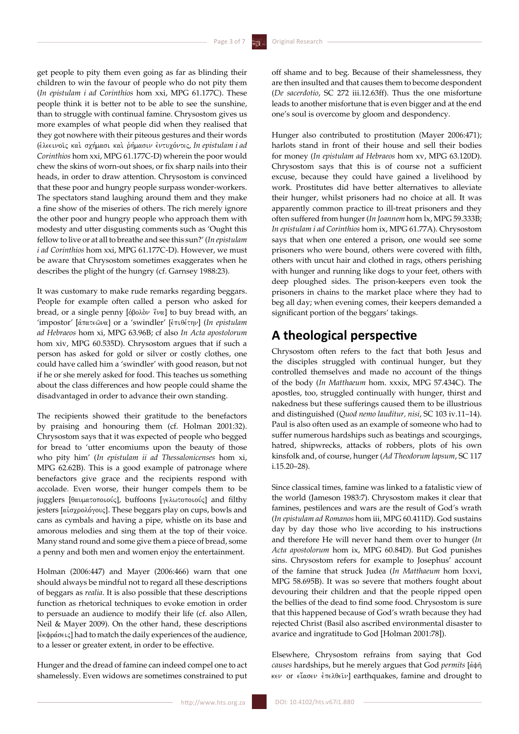get people to pity them even going as far as blinding their children to win the favour of people who do not pity them (*In epistulam i ad Corinthios* hom xxi, MPG 61.177C). These people think it is better not to be able to see the sunshine, than to struggle with continual famine. Chrysostom gives us more examples of what people did when they realised that they got nowhere with their piteous gestures and their words (ἐλεεινοῖς καὶ σχήμασι καὶ ῥήμασιν ἐντυχόντες, *In epistulam i ad Corinthios* hom xxi, MPG 61.177C-D) wherein the poor would chew the skins of worn-out shoes, or fix sharp nails into their heads, in order to draw attention. Chrysostom is convinced that these poor and hungry people surpass wonder-workers. The spectators stand laughing around them and they make a fine show of the miseries of others. The rich merely ignore the other poor and hungry people who approach them with modesty and utter disgusting comments such as 'Ought this fellow to live or at all to breathe and see this sun?' (*In epistulam i ad Corinthios* hom xxi, MPG 61.177C-D). However, we must be aware that Chrysostom sometimes exaggerates when he describes the plight of the hungry (cf. Garnsey 1988:23).

It was customary to make rude remarks regarding beggars. People for example often called a person who asked for bread, or a single penny [ὀβολὸν ἕνα] to buy bread with, an 'impostor' [ἀπατεῶνα] or a 'swindler' [ἐπιθέτην] (*In epistulam ad Hebraeos* hom xi, MPG 63.96B; cf also *In Acta apostolorum* hom xiv, MPG 60.535D). Chrysostom argues that if such a person has asked for gold or silver or costly clothes, one could have called him a 'swindler' with good reason, but not if he or she merely asked for food. This teaches us something about the class differences and how people could shame the disadvantaged in order to advance their own standing.

The recipients showed their gratitude to the benefactors by praising and honouring them (cf. Holman 2001:32). Chrysostom says that it was expected of people who begged for bread to 'utter encomiums upon the beauty of those who pity him' (*In epistulam ii ad Thessalonicenses* hom xi, MPG 62.62B). This is a good example of patronage where benefactors give grace and the recipients respond with accolade. Even worse, their hunger compels them to be jugglers [θαυματοποιούς], buffoons [γελωτοποιούς] and filthy jesters [αἰσχρολόγους]. These beggars play on cups, bowls and cans as cymbals and having a pipe, whistle on its base and amorous melodies and sing them at the top of their voice. Many stand round and some give them a piece of bread, some a penny and both men and women enjoy the entertainment.

Holman (2006:447) and Mayer (2006:466) warn that one should always be mindful not to regard all these descriptions of beggars as *realia*. It is also possible that these descriptions function as rhetorical techniques to evoke emotion in order to persuade an audience to modify their life (cf. also Allen, Neil & Mayer 2009). On the other hand, these descriptions [ἐκφράσεις] had to match the daily experiences of the audience, to a lesser or greater extent, in order to be effective.

Hunger and the dread of famine can indeed compel one to act shamelessly. Even widows are sometimes constrained to put off shame and to beg. Because of their shamelessness, they are then insulted and that causes them to become despondent (*De sacerdotio*, SC 272 iii.12.63ff). Thus the one misfortune leads to another misfortune that is even bigger and at the end one's soul is overcome by gloom and despondency.

Hunger also contributed to prostitution (Mayer 2006:471); harlots stand in front of their house and sell their bodies for money (*In epistulam ad Hebraeos* hom xv, MPG 63.120D). Chrysostom says that this is of course not a sufficient excuse, because they could have gained a livelihood by work. Prostitutes did have better alternatives to alleviate their hunger, whilst prisoners had no choice at all. It was apparently common practice to ill-treat prisoners and they often suffered from hunger (*In Joannem* hom lx, MPG 59.333B; *In epistulam i ad Corinthios* hom ix, MPG 61.77A). Chrysostom says that when one entered a prison, one would see some prisoners who were bound, others were covered with filth, others with uncut hair and clothed in rags, others perishing with hunger and running like dogs to your feet, others with deep ploughed sides. The prison-keepers even took the prisoners in chains to the market place where they had to beg all day; when evening comes, their keepers demanded a significant portion of the beggars' takings.

## A theological perspective

Chrysostom often refers to the fact that both Jesus and the disciples struggled with continual hunger, but they controlled themselves and made no account of the things of the body (*In Matthaeum* hom. xxxix, MPG 57.434C). The apostles, too, struggled continually with hunger, thirst and nakedness but these sufferings caused them to be illustrious and distinguished (*Quod nemo lauditur, nisi*, SC 103 iv.11–14). Paul is also often used as an example of someone who had to suffer numerous hardships such as beatings and scourgings, hatred, shipwrecks, attacks of robbers, plots of his own kinsfolk and, of course, hunger (*Ad Theodorum lapsum*, SC 117 i.15.20–28).

Since classical times, famine was linked to a fatalistic view of the world (Jameson 1983:7). Chrysostom makes it clear that famines, pestilences and wars are the result of God's wrath (*In epistulam ad Romanos* hom iii, MPG 60.411D). God sustains day by day those who live according to his instructions and therefore He will never hand them over to hunger (*In Acta apostolorum* hom ix, MPG 60.84D). But God punishes sins. Chrysostom refers for example to Josephus' account of the famine that struck Judea (*In Matthaeum* hom lxxvi, MPG 58.695B). It was so severe that mothers fought about devouring their children and that the people ripped open the bellies of the dead to find some food. Chrysostom is sure that this happened because of God's wrath because they had rejected Christ (Basil also ascribed environmental disaster to avarice and ingratitude to God [Holman 2001:78]).

Elsewhere, Chrysostom refrains from saying that God *causes* hardships, but he merely argues that God *permits* [ἀφῆκεν or εἴασεν ἐπελθεῖν] earthquakes, famine and drought to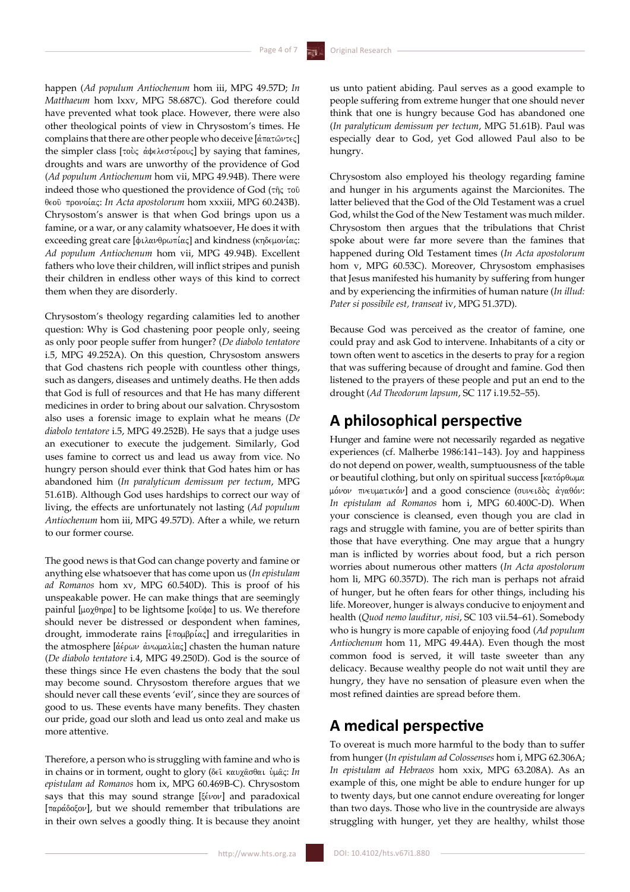happen (*Ad populum Antiochenum* hom iii, MPG 49.57D; *In Matthaeum* hom lxxv, MPG 58.687C). God therefore could have prevented what took place. However, there were also other theological points of view in Chrysostom's times. He complains that there are other people who deceive [ἀπατῶντες] the simpler class [τοὺς ἀφελεστέρους] by saying that famines, droughts and wars are unworthy of the providence of God (*Ad populum Antiochenum* hom vii, MPG 49.94B). There were indeed those who questioned the providence of God (τῆς τοῦ θεοῦ προνοίας: *In Acta apostolorum* hom xxxiii, MPG 60.243B). Chrysostom's answer is that when God brings upon us a famine, or a war, or any calamity whatsoever, He does it with exceeding great care [φιλανθρωπίας] and kindness (κηδεμονίας: *Ad populum Antiochenum* hom vii, MPG 49.94B). Excellent fathers who love their children, will inflict stripes and punish their children in endless other ways of this kind to correct them when they are disorderly.

Chrysostom's theology regarding calamities led to another question: Why is God chastening poor people only, seeing as only poor people suffer from hunger? (*De diabolo tentatore* i.5, MPG 49.252A). On this question, Chrysostom answers that God chastens rich people with countless other things, such as dangers, diseases and untimely deaths. He then adds that God is full of resources and that He has many different medicines in order to bring about our salvation. Chrysostom also uses a forensic image to explain what he means (*De diabolo tentatore* i.5, MPG 49.252B). He says that a judge uses an executioner to execute the judgement. Similarly, God uses famine to correct us and lead us away from vice. No hungry person should ever think that God hates him or has abandoned him (*In paralyticum demissum per tectum*, MPG 51.61B). Although God uses hardships to correct our way of living, the effects are unfortunately not lasting (*Ad populum Antiochenum* hom iii, MPG 49.57D). After a while, we return to our former course.

The good news is that God can change poverty and famine or anything else whatsoever that has come upon us (*In epistulam ad Romanos* hom xv, MPG 60.540D). This is proof of his unspeakable power. He can make things that are seemingly painful [μοχθηρα] to be lightsome [κοῦφα] to us. We therefore should never be distressed or despondent when famines, drought, immoderate rains [ἐπομβρίας] and irregularities in the atmosphere [ἀέρων ἀνωμαλίας] chasten the human nature (*De diabolo tentatore* i.4, MPG 49.250D). God is the source of these things since He even chastens the body that the soul may become sound. Chrysostom therefore argues that we should never call these events 'evil', since they are sources of good to us. These events have many benefits. They chasten our pride, goad our sloth and lead us onto zeal and make us more attentive.

Therefore, a person who is struggling with famine and who is in chains or in torment, ought to glory (δεῖ καυχᾶσθαι ὑμᾶς: *In epistulam ad Romanos* hom ix, MPG 60.469B-C). Chrysostom says that this may sound strange [ξένον] and paradoxical [παράδοξον], but we should remember that tribulations are in their own selves a goodly thing. It is because they anoint us unto patient abiding. Paul serves as a good example to people suffering from extreme hunger that one should never think that one is hungry because God has abandoned one (*In paralyticum demissum per tectum*, MPG 51.61B). Paul was especially dear to God, yet God allowed Paul also to be hungry.

Chrysostom also employed his theology regarding famine and hunger in his arguments against the Marcionites. The latter believed that the God of the Old Testament was a cruel God, whilst the God of the New Testament was much milder. Chrysostom then argues that the tribulations that Christ spoke about were far more severe than the famines that happened during Old Testament times (*In Acta apostolorum* hom v, MPG 60.53C). Moreover, Chrysostom emphasises that Jesus manifested his humanity by suffering from hunger and by experiencing the infirmities of human nature (*In illud: Pater si possibile est, transeat* iv, MPG 51.37D).

Because God was perceived as the creator of famine, one could pray and ask God to intervene. Inhabitants of a city or town often went to ascetics in the deserts to pray for a region that was suffering because of drought and famine. God then listened to the prayers of these people and put an end to the drought (*Ad Theodorum lapsum*, SC 117 i.19.52–55).

## A philosophical perspective

Hunger and famine were not necessarily regarded as negative experiences (cf. Malherbe 1986:141–143). Joy and happiness do not depend on power, wealth, sumptuousness of the table or beautiful clothing, but only on spiritual success [κατόρθωμα μόνον πνευματικόν] and a good conscience (συνειδὸς ἀγαθόν: *In epistulam ad Romanos* hom i, MPG 60.400C-D). When your conscience is cleansed, even though you are clad in rags and struggle with famine, you are of better spirits than those that have everything. One may argue that a hungry man is inflicted by worries about food, but a rich person worries about numerous other matters (*In Acta apostolorum* hom li, MPG 60.357D). The rich man is perhaps not afraid of hunger, but he often fears for other things, including his life. Moreover, hunger is always conducive to enjoyment and health (*Quod nemo lauditur, nisi*, SC 103 vii.54–61). Somebody who is hungry is more capable of enjoying food (*Ad populum Antiochenum* hom 11, MPG 49.44A). Even though the most common food is served, it will taste sweeter than any delicacy. Because wealthy people do not wait until they are hungry, they have no sensation of pleasure even when the most refined dainties are spread before them.

## A medical perspective

To overeat is much more harmful to the body than to suffer from hunger (*In epistulam ad Colossenses* hom i, MPG 62.306A; *In epistulam ad Hebraeos* hom xxix, MPG 63.208A). As an example of this, one might be able to endure hunger for up to twenty days, but one cannot endure overeating for longer than two days. Those who live in the countryside are always struggling with hunger, yet they are healthy, whilst those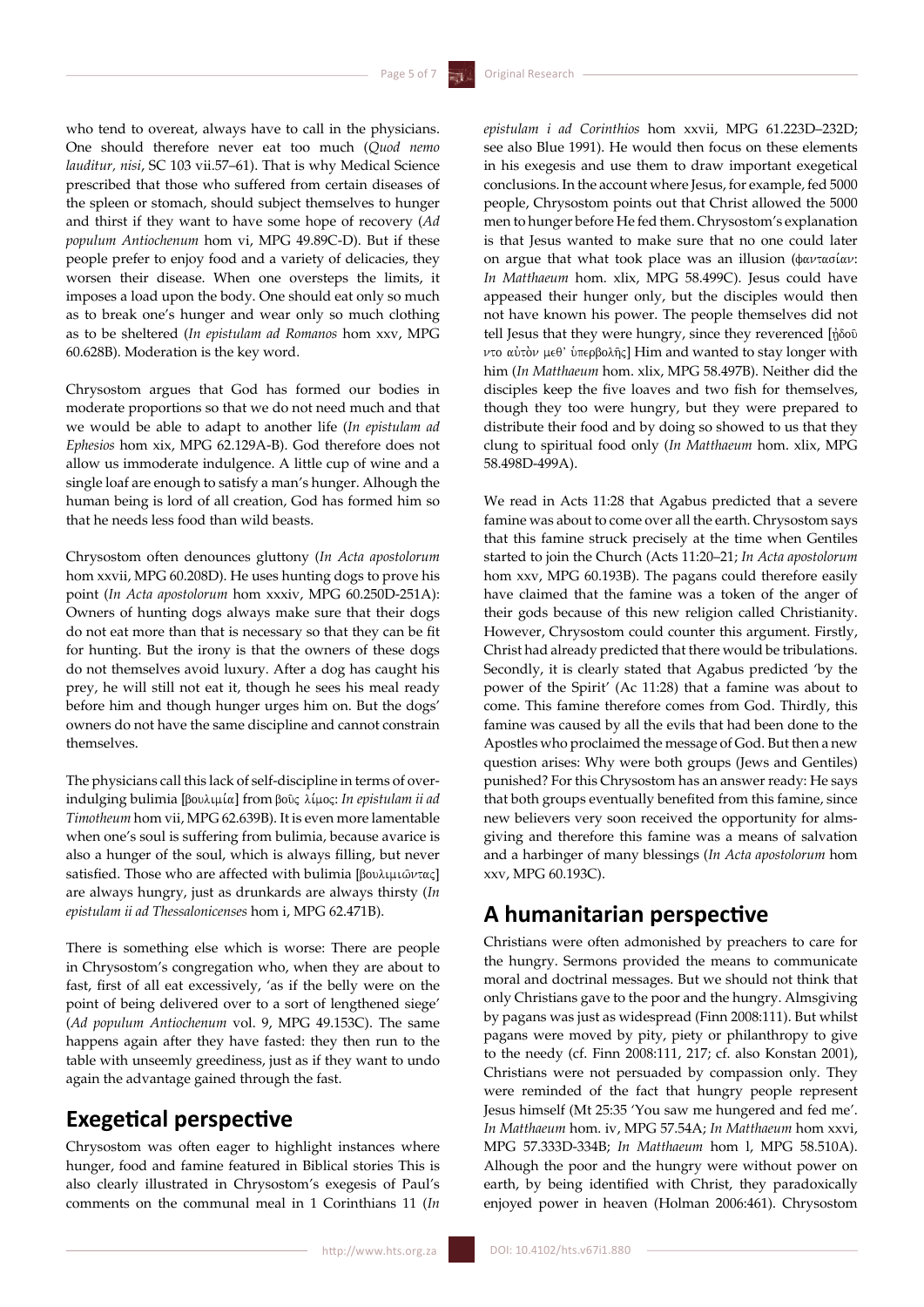who tend to overeat, always have to call in the physicians. One should therefore never eat too much (*Quod nemo lauditur, nisi*, SC 103 vii.57–61). That is why Medical Science prescribed that those who suffered from certain diseases of the spleen or stomach, should subject themselves to hunger and thirst if they want to have some hope of recovery (*Ad populum Antiochenum* hom vi, MPG 49.89C-D). But if these people prefer to enjoy food and a variety of delicacies, they worsen their disease. When one oversteps the limits, it imposes a load upon the body. One should eat only so much as to break one's hunger and wear only so much clothing as to be sheltered (*In epistulam ad Romanos* hom xxv, MPG 60.628B). Moderation is the key word.

Chrysostom argues that God has formed our bodies in moderate proportions so that we do not need much and that we would be able to adapt to another life (*In epistulam ad Ephesios* hom xix, MPG 62.129A-B). God therefore does not allow us immoderate indulgence. A little cup of wine and a single loaf are enough to satisfy a man's hunger. Alhough the human being is lord of all creation, God has formed him so that he needs less food than wild beasts.

Chrysostom often denounces gluttony (*In Acta apostolorum* hom xxvii, MPG 60.208D). He uses hunting dogs to prove his point (*In Acta apostolorum* hom xxxiv, MPG 60.250D-251A): Owners of hunting dogs always make sure that their dogs do not eat more than that is necessary so that they can be fit for hunting. But the irony is that the owners of these dogs do not themselves avoid luxury. After a dog has caught his prey, he will still not eat it, though he sees his meal ready before him and though hunger urges him on. But the dogs' owners do not have the same discipline and cannot constrain themselves.

The physicians call this lack of self-discipline in terms of over-indulging bulimia [βουλιμία] from βοῦς λίμος: *In epistulam ii ad Timotheum* hom vii, MPG 62.639B). It is even more lamentable when one's soul is suffering from bulimia, because avarice is also a hunger of the soul, which is always filling, but never satisfied. Those who are affected with bulimia [βουλιμιῶντας] are always hungry, just as drunkards are always thirsty (*In epistulam ii ad Thessalonicenses* hom i, MPG 62.471B).

There is something else which is worse: There are people in Chrysostom's congregation who, when they are about to fast, first of all eat excessively, 'as if the belly were on the point of being delivered over to a sort of lengthened siege' (*Ad populum Antiochenum* vol. 9, MPG 49.153C). The same happens again after they have fasted: they then run to the table with unseemly greediness, just as if they want to undo again the advantage gained through the fast.

## Exegetical perspective

Chrysostom was often eager to highlight instances where hunger, food and famine featured in Biblical stories This is also clearly illustrated in Chrysostom's exegesis of Paul's comments on the communal meal in 1 Corinthians 11 (*In epistulam i ad Corinthios* hom xxvii, MPG 61.223D–232D; see also Blue 1991). He would then focus on these elements in his exegesis and use them to draw important exegetical conclusions. In the account where Jesus, for example, fed 5000 people, Chrysostom points out that Christ allowed the 5000 men to hunger before He fed them. Chrysostom's explanation is that Jesus wanted to make sure that no one could later on argue that what took place was an illusion (φαντασίαν: *In Matthaeum* hom. xlix, MPG 58.499C). Jesus could have appeased their hunger only, but the disciples would then not have known his power. The people themselves did not tell Jesus that they were hungry, since they reverenced [ᾐδοῦντο αὐτὸν μεθ᾽ ὑπερβολῆς] Him and wanted to stay longer with him (*In Matthaeum* hom. xlix, MPG 58.497B). Neither did the disciples keep the five loaves and two fish for themselves, though they too were hungry, but they were prepared to distribute their food and by doing so showed to us that they clung to spiritual food only (*In Matthaeum* hom. xlix, MPG 58.498D-499A).

We read in Acts 11:28 that Agabus predicted that a severe famine was about to come over all the earth. Chrysostom says that this famine struck precisely at the time when Gentiles started to join the Church (Acts 11:20–21; *In Acta apostolorum* hom xxv, MPG 60.193B). The pagans could therefore easily have claimed that the famine was a token of the anger of their gods because of this new religion called Christianity. However, Chrysostom could counter this argument. Firstly, Christ had already predicted that there would be tribulations. Secondly, it is clearly stated that Agabus predicted 'by the power of the Spirit' (Ac 11:28) that a famine was about to come. This famine therefore comes from God. Thirdly, this famine was caused by all the evils that had been done to the Apostles who proclaimed the message of God. But then a new question arises: Why were both groups (Jews and Gentiles) punished? For this Chrysostom has an answer ready: He says that both groups eventually benefited from this famine, since new believers very soon received the opportunity for alms-giving and therefore this famine was a means of salvation and a harbinger of many blessings (*In Acta apostolorum* hom xxv, MPG 60.193C).

## A humanitarian perspective

Christians were often admonished by preachers to care for the hungry. Sermons provided the means to communicate moral and doctrinal messages. But we should not think that only Christians gave to the poor and the hungry. Almsgiving by pagans was just as widespread (Finn 2008:111). But whilst pagans were moved by pity, piety or philanthropy to give to the needy (cf. Finn 2008:111, 217; cf. also Konstan 2001), Christians were not persuaded by compassion only. They were reminded of the fact that hungry people represent Jesus himself (Mt 25:35 'You saw me hungered and fed me'. *In Matthaeum* hom. iv, MPG 57.54A; *In Matthaeum* hom xxvi, MPG 57.333D-334B; *In Matthaeum* hom l, MPG 58.510A). Alhough the poor and the hungry were without power on earth, by being identified with Christ, they paradoxically enjoyed power in heaven (Holman 2006:461). Chrysostom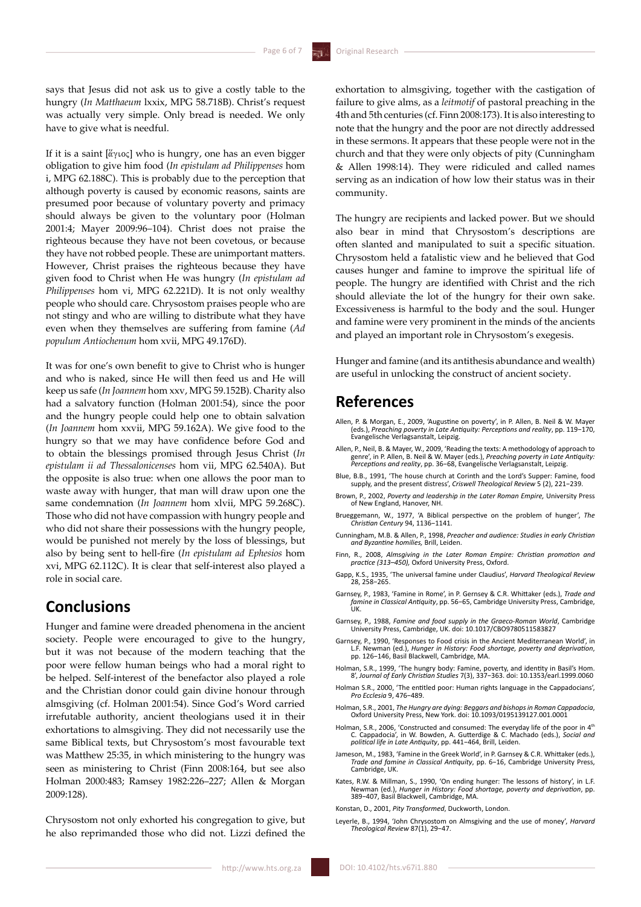says that Jesus did not ask us to give a costly table to the hungry (*In Matthaeum* lxxix, MPG 58.718B). Christ's request was actually very simple. Only bread is needed. We only have to give what is needful.

If it is a saint [ἅγιος] who is hungry, one has an even bigger obligation to give him food (*In epistulam ad Philippenses* hom i, MPG 62.188C). This is probably due to the perception that although poverty is caused by economic reasons, saints are presumed poor because of voluntary poverty and primacy should always be given to the voluntary poor (Holman 2001:4; Mayer 2009:96–104). Christ does not praise the righteous because they have not been covetous, or because they have not robbed people. These are unimportant matters. However, Christ praises the righteous because they have given food to Christ when He was hungry (*In epistulam ad Philippenses* hom vi, MPG 62.221D). It is not only wealthy people who should care. Chrysostom praises people who are not stingy and who are willing to distribute what they have even when they themselves are suffering from famine (*Ad populum Antiochenum* hom xvii, MPG 49.176D).

It was for one's own benefit to give to Christ who is hunger and who is naked, since He will then feed us and He will keep us safe (*In Joannem* hom xxv, MPG 59.152B). Charity also had a salvatory function (Holman 2001:54), since the poor and the hungry people could help one to obtain salvation (*In Joannem* hom xxvii, MPG 59.162A). We give food to the hungry so that we may have confidence before God and to obtain the blessings promised through Jesus Christ (*In epistulam ii ad Thessalonicenses* hom vii, MPG 62.540A). But the opposite is also true: when one allows the poor man to waste away with hunger, that man will draw upon one the same condemnation (*In Joannem* hom xlvii, MPG 59.268C). Those who did not have compassion with hungry people and who did not share their possessions with the hungry people, would be punished not merely by the loss of blessings, but also by being sent to hell-fire (*In epistulam ad Ephesios* hom xvi, MPG 62.112C). It is clear that self-interest also played a role in social care.

## Conclusions

Hunger and famine were dreaded phenomena in the ancient society. People were encouraged to give to the hungry, but it was not because of the modern teaching that the poor were fellow human beings who had a moral right to be helped. Self-interest of the benefactor also played a role and the Christian donor could gain divine honour through almsgiving (cf. Holman 2001:54). Since God's Word carried irrefutable authority, ancient theologians used it in their exhortations to almsgiving. They did not necessarily use the same Biblical texts, but Chrysostom's most favourable text was Matthew 25:35, in which ministering to the hungry was seen as ministering to Christ (Finn 2008:164, but see also Holman 2000:483; Ramsey 1982:226–227; Allen & Morgan 2009:128).

Chrysostom not only exhorted his congregation to give, but he also reprimanded those who did not. Lizzi defined the exhortation to almsgiving, together with the castigation of failure to give alms, as a *leitmotif* of pastoral preaching in the 4th and 5th centuries (cf. Finn 2008:173). It is also interesting to note that the hungry and the poor are not directly addressed in these sermons. It appears that these people were not in the church and that they were only objects of pity (Cunningham & Allen 1998:14). They were ridiculed and called names serving as an indication of how low their status was in their community.

The hungry are recipients and lacked power. But we should also bear in mind that Chrysostom's descriptions are often slanted and manipulated to suit a specific situation. Chrysostom held a fatalistic view and he believed that God causes hunger and famine to improve the spiritual life of people. The hungry are identified with Christ and the rich should alleviate the lot of the hungry for their own sake. Excessiveness is harmful to the body and the soul. Hunger and famine were very prominent in the minds of the ancients and played an important role in Chrysostom's exegesis.

Hunger and famine (and its antithesis abundance and wealth) are useful in unlocking the construct of ancient society.

## References

Allen, P. & Morgan, E., 2009, 'Augustine on poverty', in P. Allen, B. Neil & W. Mayer (eds.), *Preaching poverty in Late Antiquity: Perceptions and reality*, pp. 119–170, Evangelische Verlagsanstalt, Leipzig.

Allen, P., Neil, B. & Mayer, W., 2009, 'Reading the texts: A methodology of approach to genre', in P. Allen, B. Neil & W. Mayer (eds.), *Preaching poverty in Late Antiquity: Perceptions and reality*, pp. 36–68, Evangelische Verlagsanstalt, Leipzig.

Blue, B.B., 1991, 'The house church at Corinth and the Lord's Supper: Famine, food supply, and the present distress', *Criswell Theological Review* 5 (2), 221–239.

Brown, P., 2002, *Poverty and leadership in the Later Roman Empire,* University Press of New England, Hanover, NH.

Brueggemann, W., 1977, 'A Biblical perspective on the problem of hunger', *The Christian Century* 94, 1136–1141.

Cunningham, M.B. & Allen, P., 1998, *Preacher and audience: Studies in early Christian and Byzantine homilies,* Brill, Leiden.

Finn, R., 2008, *Almsgiving in the Later Roman Empire: Christian promotion and practice (313–450),* Oxford University Press, Oxford.

Gapp, K.S., 1935, 'The universal famine under Claudius', *Harvard Theological Review* 28, 258–265.

Garnsey, P., 1983, 'Famine in Rome', in P. Gernsey & C.R. Whittaker (eds.), *Trade and famine in Classical Antiquity*, pp. 56–65, Cambridge University Press, Cambridge, UK.

Garnsey, P., 1988, *Famine and food supply in the Graeco-Roman World*, Cambridge University Press, Cambridge, UK. doi: 10.1017/CBO9780511583827

Garnsey, P., 1990, 'Responses to Food crisis in the Ancient Mediterranean World', in L.F. Newman (ed.), *Hunger in History: Food shortage, poverty and deprivation*, pp. 126–146, Basil Blackwell, Cambridge, MA.

Holman, S.R., 1999, 'The hungry body: Famine, poverty, and identity in Basil's Hom. 8', *Journal of Early Christian Studies* 7(3), 337–363. doi: 10.1353/earl.1999.0060

Holman S.R., 2000, 'The entitled poor: Human rights language in the Cappadocians', *Pro Ecclesia* 9, 476–489.

Holman, S.R., 2001, *The Hungry are dying: Beggars and bishops in Roman Cappadocia*, Oxford University Press, New York. doi: 10.1093/0195139127.001.0001

Holman, S.R., 2006, 'Constructed and consumed: The everyday life of the poor in 4th C. Cappadocia', in W. Bowden, A. Gutterdige & C. Machado (eds.), *Social and political life in Late Antiquity*, pp. 441–464, Brill, Leiden.

Jameson, M., 1983, 'Famine in the Greek World', in P. Garnsey & C.R. Whittaker (eds.), *Trade and famine in Classical Antiquity*, pp. 6–16, Cambridge University Press, Cambridge, UK.

Kates, R.W. & Millman, S., 1990, 'On ending hunger: The lessons of history', in L.F. Newman (ed.), *Hunger in History: Food shortage, poverty and deprivation*, pp. 389–407, Basil Blackwell, Cambridge, MA.

Konstan, D., 2001, *Pity Transformed*, Duckworth, London.

Leyerle, B., 1994, 'John Chrysostom on Almsgiving and the use of money', *Harvard Theological Review* 87(1), 29–47.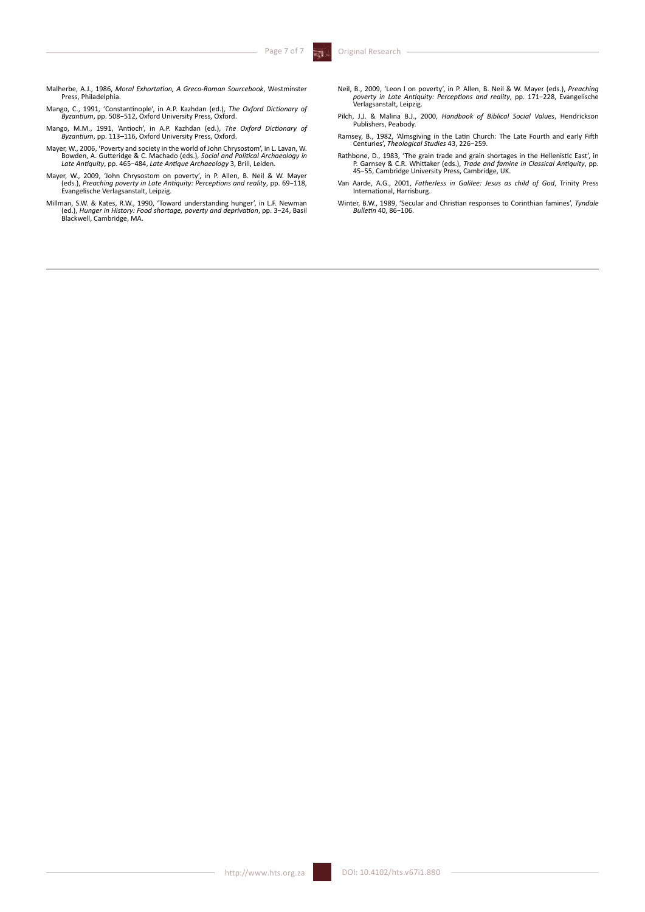Malherbe, A.J., 1986, *Moral Exhortation, A Greco-Roman Sourcebook*, Westminster Press, Philadelphia.

Mango, C., 1991, 'Constantinople', in A.P. Kazhdan (ed.), *The Oxford Dictionary of Byzantium*, pp. 508–512, Oxford University Press, Oxford.

Mango, M.M., 1991, 'Antioch', in A.P. Kazhdan (ed.), *The Oxford Dictionary of Byzantium*, pp. 113–116, Oxford University Press, Oxford.

Mayer, W., 2006, 'Poverty and society in the world of John Chrysostom', in L. Lavan, W. Bowden, A. Gutteridge & C. Machado (eds.), *Social and Political Archaeology in Late Antiquity*, pp. 465–484, *Late Antique Archaeology* 3, Brill, Leiden.

Mayer, W., 2009, 'John Chrysostom on poverty', in P. Allen, B. Neil & W. Mayer (eds.), *Preaching poverty in Late Antiquity: Perceptions and reality*, pp. 69–118, Evangelische Verlagsanstalt, Leipzig.

Millman, S.W. & Kates, R.W., 1990, 'Toward understanding hunger', in L.F. Newman (ed.), *Hunger in History: Food shortage, poverty and deprivation*, pp. 3–24, Basil Blackwell, Cambridge, MA.

Neil, B., 2009, 'Leon I on poverty', in P. Allen, B. Neil & W. Mayer (eds.), *Preaching poverty in Late Antiquity: Perceptions and reality*, pp. 171–228, Evangelische Verlagsanstalt, Leipzig.

Pilch, J.J. & Malina B.J., 2000, *Handbook of Biblical Social Values*, Hendrickson Publishers, Peabody.

Ramsey, B., 1982, 'Almsgiving in the Latin Church: The Late Fourth and early Fifth Centuries', *Theological Studies* 43, 226–259.

Rathbone, D., 1983, 'The grain trade and grain shortages in the Hellenistic East', in P. Garnsey & C.R. Whittaker (eds.), *Trade and famine in Classical Antiquity*, pp. 45–55, Cambridge University Press, Cambridge, UK.

Van Aarde, A.G., 2001, *Fatherless in Galilee: Jesus as child of God*, Trinity Press International, Harrisburg.

Winter, B.W., 1989, 'Secular and Christian responses to Corinthian famines', *Tyndale Bulletin* 40, 86–106.